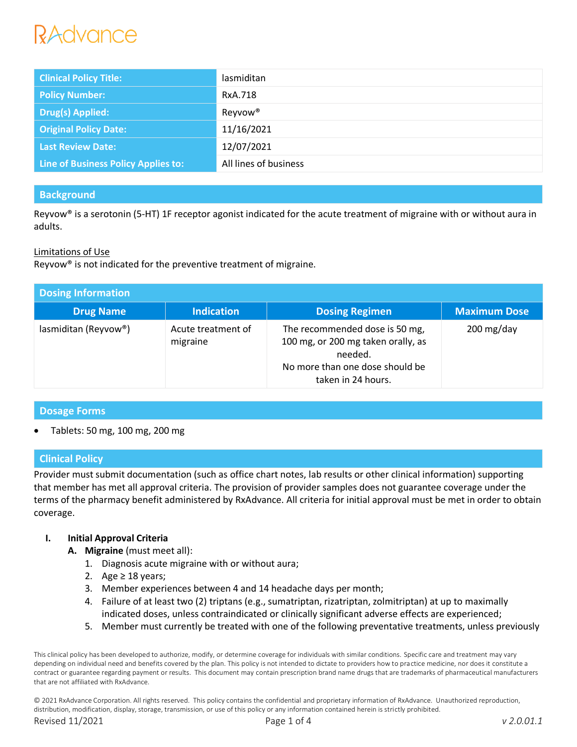RxAdvance

| Clinical Policy Title: | lasmiditan |
|---|---|
| Policy Number: | RxA.718 |
| Drug(s) Applied: | Reyvow® |
| Original Policy Date: | 11/16/2021 |
| Last Review Date: | 12/07/2021 |
| Line of Business Policy Applies to: | All lines of business |

## Background

Reyvow® is a serotonin (5-HT) 1F receptor agonist indicated for the acute treatment of migraine with or without aura in adults.

Limitations of Use
Reyvow® is not indicated for the preventive treatment of migraine.

## Dosing Information

| Drug Name | Indication | Dosing Regimen | Maximum Dose |
|---|---|---|---|
| lasmiditan (Reyvow®) | Acute treatment of migraine | The recommended dose is 50 mg, 100 mg, or 200 mg taken orally, as needed. No more than one dose should be taken in 24 hours. | 200 mg/day |

## Dosage Forms

- Tablets: 50 mg, 100 mg, 200 mg

## Clinical Policy

Provider must submit documentation (such as office chart notes, lab results or other clinical information) supporting that member has met all approval criteria. The provision of provider samples does not guarantee coverage under the terms of the pharmacy benefit administered by RxAdvance. All criteria for initial approval must be met in order to obtain coverage.

**I. Initial Approval Criteria**

**A. Migraine** (must meet all):

1. Diagnosis acute migraine with or without aura;
2. Age ≥ 18 years;
3. Member experiences between 4 and 14 headache days per month;
4. Failure of at least two (2) triptans (e.g., sumatriptan, rizatriptan, zolmitriptan) at up to maximally indicated doses, unless contraindicated or clinically significant adverse effects are experienced;
5. Member must currently be treated with one of the following preventative treatments, unless previously

This clinical policy has been developed to authorize, modify, or determine coverage for individuals with similar conditions. Specific care and treatment may vary depending on individual need and benefits covered by the plan. This policy is not intended to dictate to providers how to practice medicine, nor does it constitute a contract or guarantee regarding payment or results. This document may contain prescription brand name drugs that are trademarks of pharmaceutical manufacturers that are not affiliated with RxAdvance.

© 2021 RxAdvance Corporation. All rights reserved. This policy contains the confidential and proprietary information of RxAdvance. Unauthorized reproduction, distribution, modification, display, storage, transmission, or use of this policy or any information contained herein is strictly prohibited.

Revised 11/2021 | v 2.0.01.1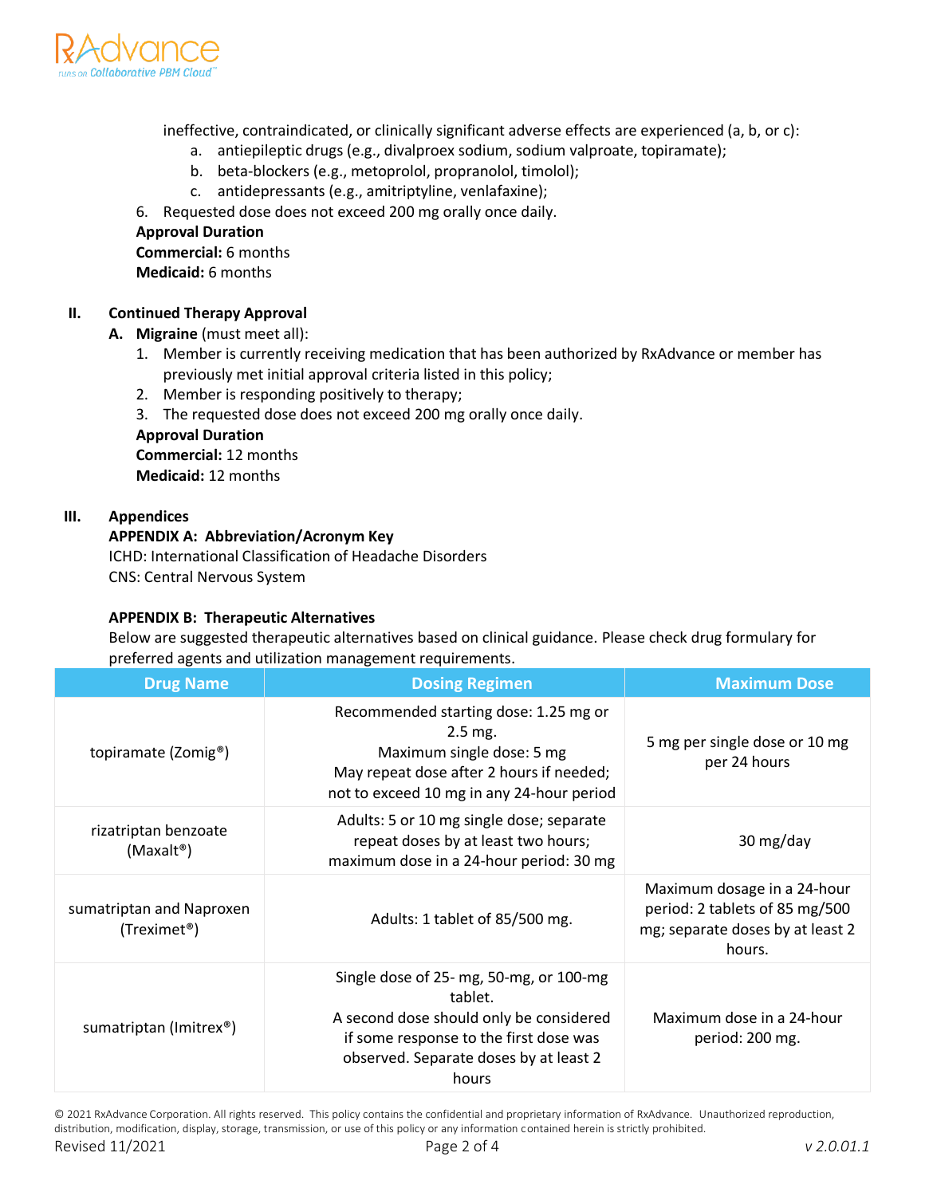ineffective, contraindicated, or clinically significant adverse effects are experienced (a, b, or c):

   a. antiepileptic drugs (e.g., divalproex sodium, sodium valproate, topiramate);
   b. beta-blockers (e.g., metoprolol, propranolol, timolol);
   c. antidepressants (e.g., amitriptyline, venlafaxine);

6. Requested dose does not exceed 200 mg orally once daily.

**Approval Duration**
**Commercial:** 6 months
**Medicaid:** 6 months

## II. Continued Therapy Approval

**A. Migraine** (must meet all):

1. Member is currently receiving medication that has been authorized by RxAdvance or member has previously met initial approval criteria listed in this policy;
2. Member is responding positively to therapy;
3. The requested dose does not exceed 200 mg orally once daily.

**Approval Duration**
**Commercial:** 12 months
**Medicaid:** 12 months

## III. Appendices

**APPENDIX A: Abbreviation/Acronym Key**

ICHD: International Classification of Headache Disorders
CNS: Central Nervous System

**APPENDIX B: Therapeutic Alternatives**

Below are suggested therapeutic alternatives based on clinical guidance. Please check drug formulary for preferred agents and utilization management requirements.

| Drug Name | Dosing Regimen | Maximum Dose |
|---|---|---|
| topiramate (Zomig®) | Recommended starting dose: 1.25 mg or 2.5 mg. Maximum single dose: 5 mg May repeat dose after 2 hours if needed; not to exceed 10 mg in any 24-hour period | 5 mg per single dose or 10 mg per 24 hours |
| rizatriptan benzoate (Maxalt®) | Adults: 5 or 10 mg single dose; separate repeat doses by at least two hours; maximum dose in a 24-hour period: 30 mg | 30 mg/day |
| sumatriptan and Naproxen (Treximet®) | Adults: 1 tablet of 85/500 mg. | Maximum dosage in a 24-hour period: 2 tablets of 85 mg/500 mg; separate doses by at least 2 hours. |
| sumatriptan (Imitrex®) | Single dose of 25- mg, 50-mg, or 100-mg tablet. A second dose should only be considered if some response to the first dose was observed. Separate doses by at least 2 hours | Maximum dose in a 24-hour period: 200 mg. |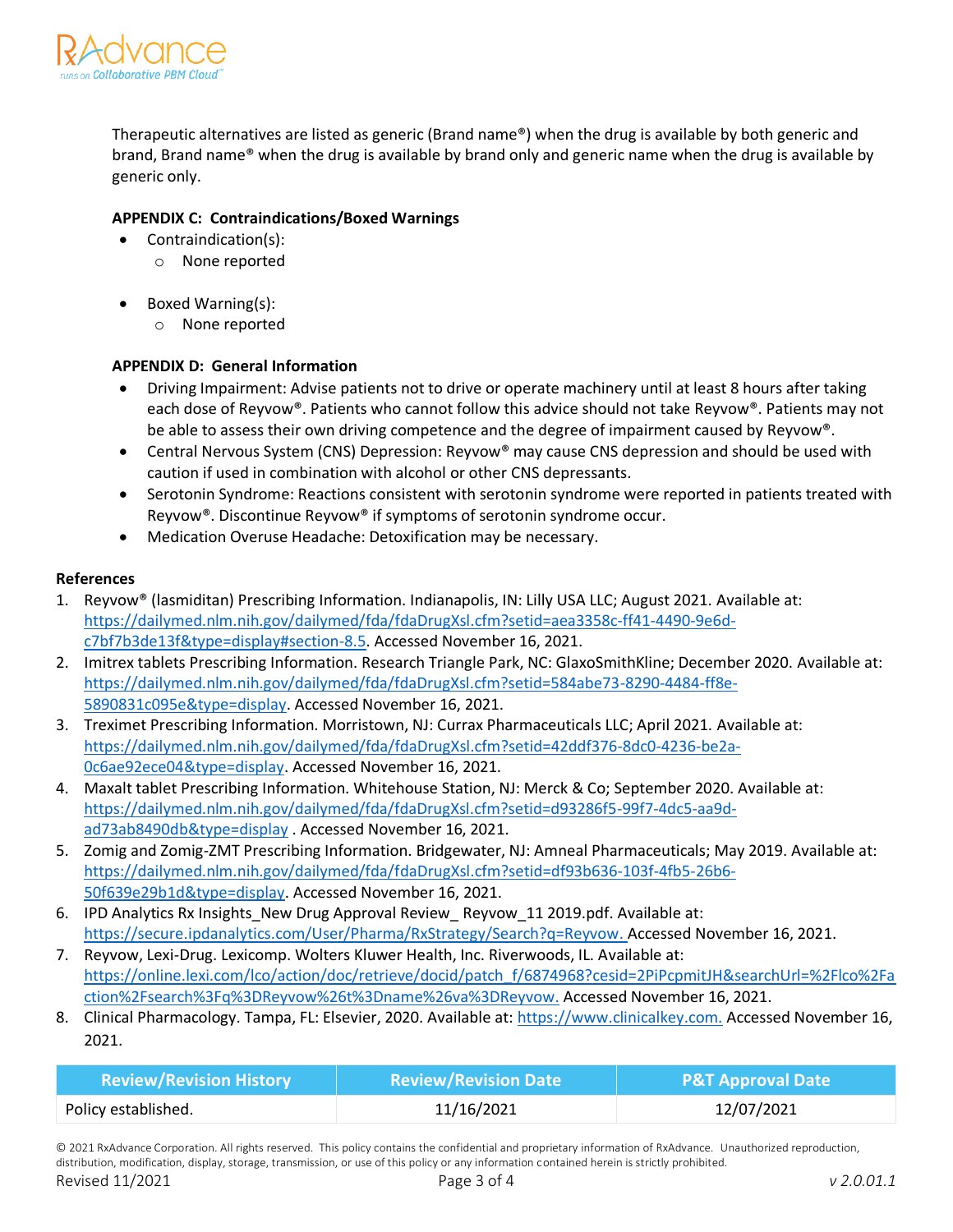Therapeutic alternatives are listed as generic (Brand name®) when the drug is available by both generic and brand, Brand name® when the drug is available by brand only and generic name when the drug is available by generic only.

**APPENDIX C: Contraindications/Boxed Warnings**

- Contraindication(s):
  - None reported

- Boxed Warning(s):
  - None reported

**APPENDIX D: General Information**

- Driving Impairment: Advise patients not to drive or operate machinery until at least 8 hours after taking each dose of Reyvow®. Patients who cannot follow this advice should not take Reyvow®. Patients may not be able to assess their own driving competence and the degree of impairment caused by Reyvow®.
- Central Nervous System (CNS) Depression: Reyvow® may cause CNS depression and should be used with caution if used in combination with alcohol or other CNS depressants.
- Serotonin Syndrome: Reactions consistent with serotonin syndrome were reported in patients treated with Reyvow®. Discontinue Reyvow® if symptoms of serotonin syndrome occur.
- Medication Overuse Headache: Detoxification may be necessary.

**References**

1. Reyvow® (lasmiditan) Prescribing Information. Indianapolis, IN: Lilly USA LLC; August 2021. Available at: https://dailymed.nlm.nih.gov/dailymed/fda/fdaDrugXsl.cfm?setid=aea3358c-ff41-4490-9e6d-c7bf7b3de13f&type=display#section-8.5. Accessed November 16, 2021.
2. Imitrex tablets Prescribing Information. Research Triangle Park, NC: GlaxoSmithKline; December 2020. Available at: https://dailymed.nlm.nih.gov/dailymed/fda/fdaDrugXsl.cfm?setid=584abe73-8290-4484-ff8e-5890831c095e&type=display. Accessed November 16, 2021.
3. Treximet Prescribing Information. Morristown, NJ: Currax Pharmaceuticals LLC; April 2021. Available at: https://dailymed.nlm.nih.gov/dailymed/fda/fdaDrugXsl.cfm?setid=42ddf376-8dc0-4236-be2a-0c6ae92ece04&type=display. Accessed November 16, 2021.
4. Maxalt tablet Prescribing Information. Whitehouse Station, NJ: Merck & Co; September 2020. Available at: https://dailymed.nlm.nih.gov/dailymed/fda/fdaDrugXsl.cfm?setid=d93286f5-99f7-4dc5-aa9d-ad73ab8490db&type=display . Accessed November 16, 2021.
5. Zomig and Zomig-ZMT Prescribing Information. Bridgewater, NJ: Amneal Pharmaceuticals; May 2019. Available at: https://dailymed.nlm.nih.gov/dailymed/fda/fdaDrugXsl.cfm?setid=df93b636-103f-4fb5-26b6-50f639e29b1d&type=display. Accessed November 16, 2021.
6. IPD Analytics Rx Insights_New Drug Approval Review_ Reyvow_11 2019.pdf. Available at: https://secure.ipdanalytics.com/User/Pharma/RxStrategy/Search?q=Reyvow. Accessed November 16, 2021.
7. Reyvow, Lexi-Drug. Lexicomp. Wolters Kluwer Health, Inc. Riverwoods, IL. Available at: https://online.lexi.com/lco/action/doc/retrieve/docid/patch_f/6874968?cesid=2PiPcpmitJH&searchUrl=%2Flco%2Faction%2Fsearch%3Fq%3DReyvow%26t%3Dname%26va%3DReyvow. Accessed November 16, 2021.
8. Clinical Pharmacology. Tampa, FL: Elsevier, 2020. Available at: https://www.clinicalkey.com. Accessed November 16, 2021.

| Review/Revision History | Review/Revision Date | P&T Approval Date |
|---|---|---|
| Policy established. | 11/16/2021 | 12/07/2021 |

© 2021 RxAdvance Corporation. All rights reserved. This policy contains the confidential and proprietary information of RxAdvance. Unauthorized reproduction, distribution, modification, display, storage, transmission, or use of this policy or any information contained herein is strictly prohibited.